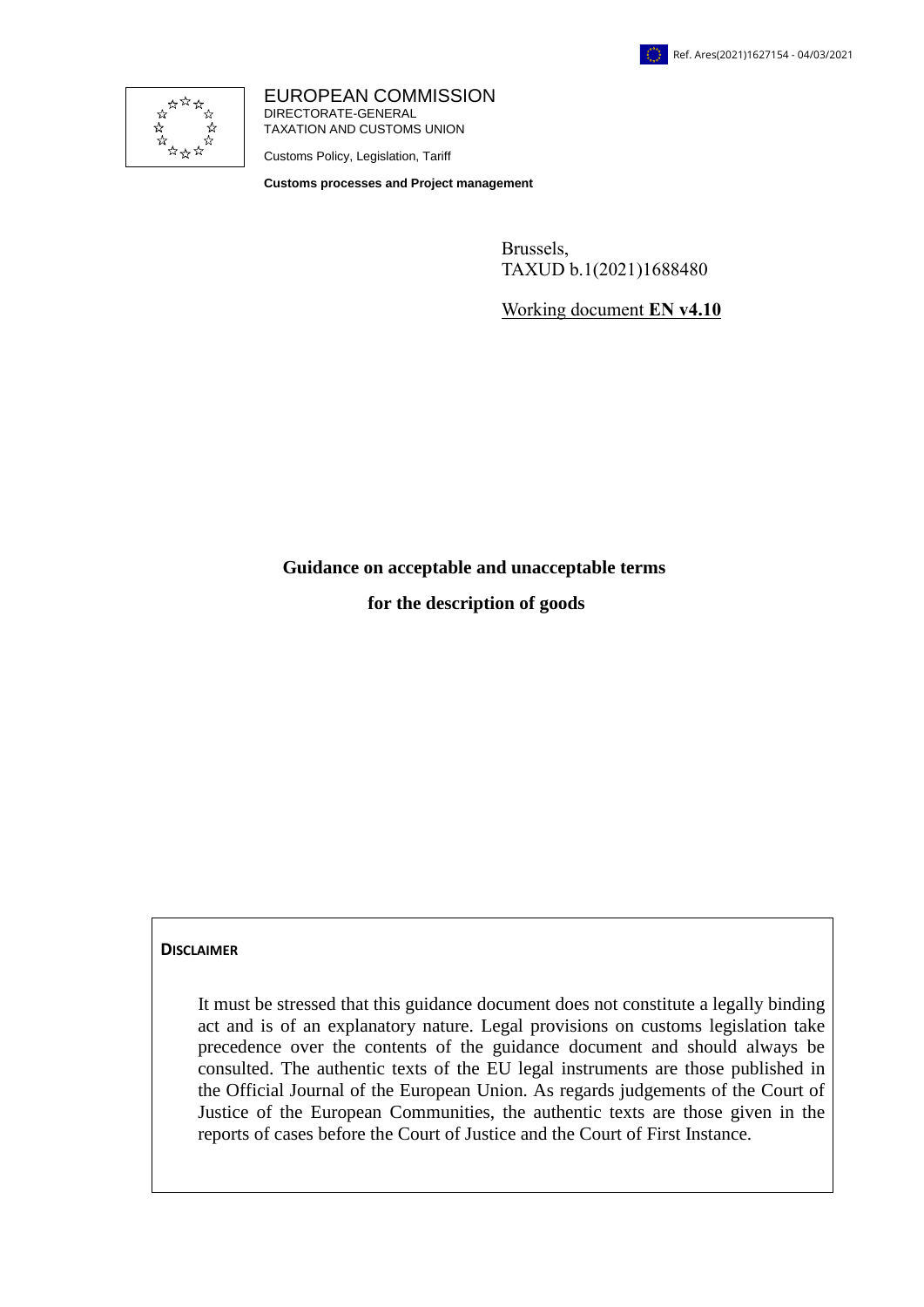Ref. Ares(2021)1627154 - 04/03/2021

EUROPEAN COMMISSION
DIRECTORATE-GENERAL
TAXATION AND CUSTOMS UNION

Customs Policy, Legislation, Tariff

**Customs processes and Project management**

Brussels,
TAXUD b.1(2021)1688480

Working document **EN v4.10**

# Guidance on acceptable and unacceptable terms for the description of goods

**DISCLAIMER**

It must be stressed that this guidance document does not constitute a legally binding act and is of an explanatory nature. Legal provisions on customs legislation take precedence over the contents of the guidance document and should always be consulted. The authentic texts of the EU legal instruments are those published in the Official Journal of the European Union. As regards judgements of the Court of Justice of the European Communities, the authentic texts are those given in the reports of cases before the Court of Justice and the Court of First Instance.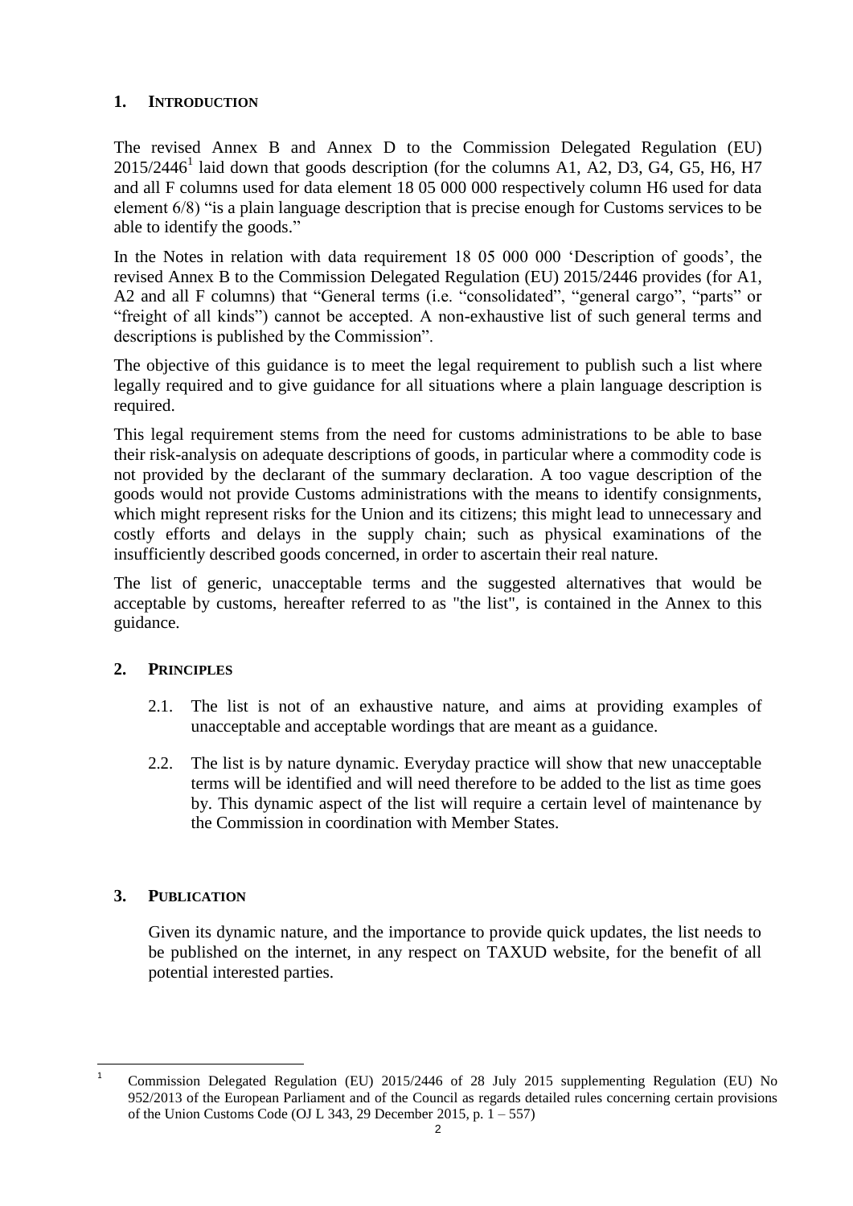## 1. INTRODUCTION

The revised Annex B and Annex D to the Commission Delegated Regulation (EU) 2015/2446[1] laid down that goods description (for the columns A1, A2, D3, G4, G5, H6, H7 and all F columns used for data element 18 05 000 000 respectively column H6 used for data element 6/8) "is a plain language description that is precise enough for Customs services to be able to identify the goods."

In the Notes in relation with data requirement 18 05 000 000 'Description of goods', the revised Annex B to the Commission Delegated Regulation (EU) 2015/2446 provides (for A1, A2 and all F columns) that "General terms (i.e. "consolidated", "general cargo", "parts" or "freight of all kinds") cannot be accepted. A non-exhaustive list of such general terms and descriptions is published by the Commission".

The objective of this guidance is to meet the legal requirement to publish such a list where legally required and to give guidance for all situations where a plain language description is required.

This legal requirement stems from the need for customs administrations to be able to base their risk-analysis on adequate descriptions of goods, in particular where a commodity code is not provided by the declarant of the summary declaration. A too vague description of the goods would not provide Customs administrations with the means to identify consignments, which might represent risks for the Union and its citizens; this might lead to unnecessary and costly efforts and delays in the supply chain; such as physical examinations of the insufficiently described goods concerned, in order to ascertain their real nature.

The list of generic, unacceptable terms and the suggested alternatives that would be acceptable by customs, hereafter referred to as "the list", is contained in the Annex to this guidance.

## 2. PRINCIPLES

2.1. The list is not of an exhaustive nature, and aims at providing examples of unacceptable and acceptable wordings that are meant as a guidance.

2.2. The list is by nature dynamic. Everyday practice will show that new unacceptable terms will be identified and will need therefore to be added to the list as time goes by. This dynamic aspect of the list will require a certain level of maintenance by the Commission in coordination with Member States.

## 3. PUBLICATION

Given its dynamic nature, and the importance to provide quick updates, the list needs to be published on the internet, in any respect on TAXUD website, for the benefit of all potential interested parties.

---

[1] Commission Delegated Regulation (EU) 2015/2446 of 28 July 2015 supplementing Regulation (EU) No 952/2013 of the European Parliament and of the Council as regards detailed rules concerning certain provisions of the Union Customs Code (OJ L 343, 29 December 2015, p. 1 – 557)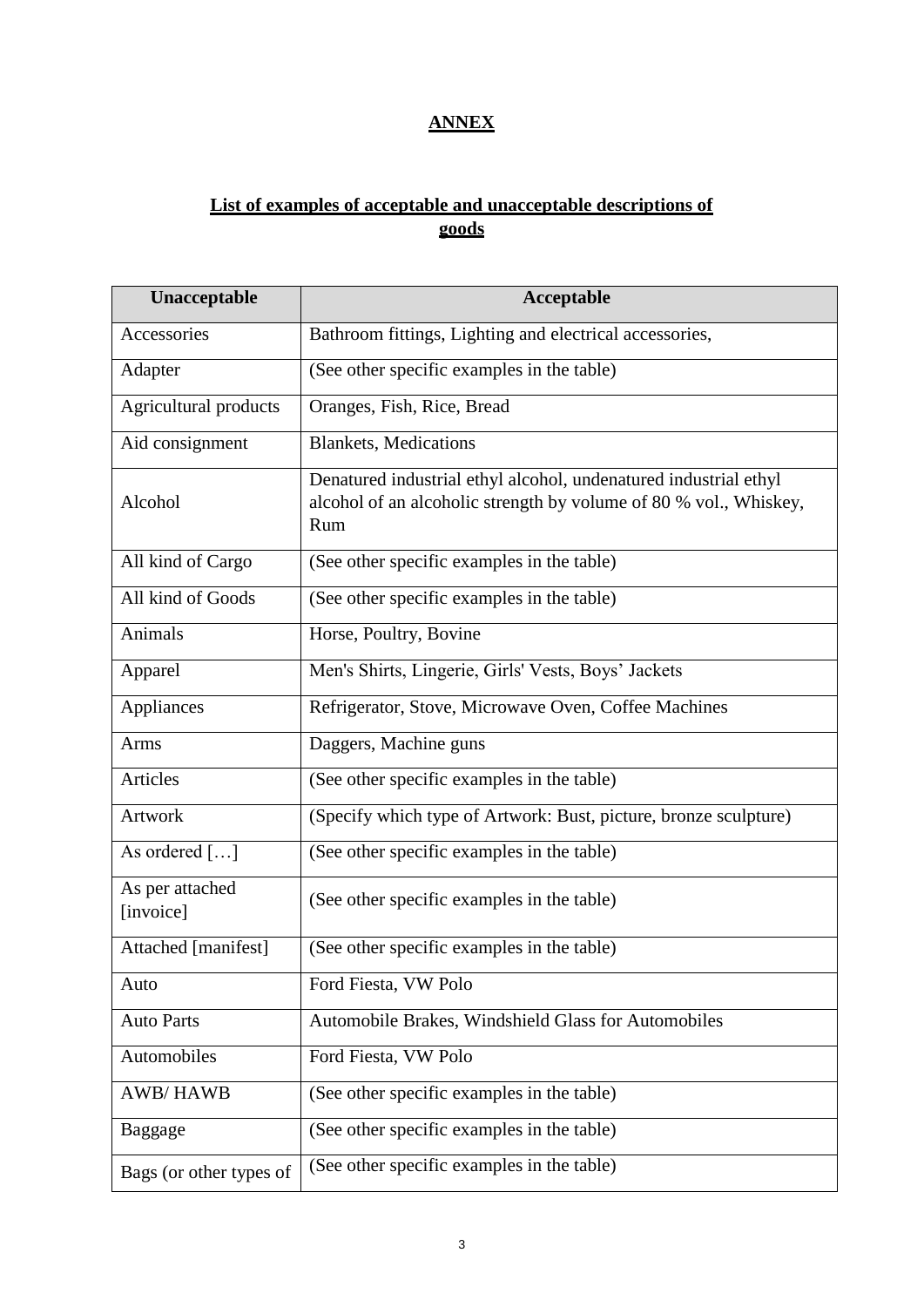# ANNEX

## List of examples of acceptable and unacceptable descriptions of goods

| Unacceptable | Acceptable |
|---|---|
| Accessories | Bathroom fittings, Lighting and electrical accessories, |
| Adapter | (See other specific examples in the table) |
| Agricultural products | Oranges, Fish, Rice, Bread |
| Aid consignment | Blankets, Medications |
| Alcohol | Denatured industrial ethyl alcohol, undenatured industrial ethyl alcohol of an alcoholic strength by volume of 80 % vol., Whiskey, Rum |
| All kind of Cargo | (See other specific examples in the table) |
| All kind of Goods | (See other specific examples in the table) |
| Animals | Horse, Poultry, Bovine |
| Apparel | Men's Shirts, Lingerie, Girls' Vests, Boys' Jackets |
| Appliances | Refrigerator, Stove, Microwave Oven, Coffee Machines |
| Arms | Daggers, Machine guns |
| Articles | (See other specific examples in the table) |
| Artwork | (Specify which type of Artwork: Bust, picture, bronze sculpture) |
| As ordered […] | (See other specific examples in the table) |
| As per attached [invoice] | (See other specific examples in the table) |
| Attached [manifest] | (See other specific examples in the table) |
| Auto | Ford Fiesta, VW Polo |
| Auto Parts | Automobile Brakes, Windshield Glass for Automobiles |
| Automobiles | Ford Fiesta, VW Polo |
| AWB/ HAWB | (See other specific examples in the table) |
| Baggage | (See other specific examples in the table) |
| Bags (or other types of | (See other specific examples in the table) |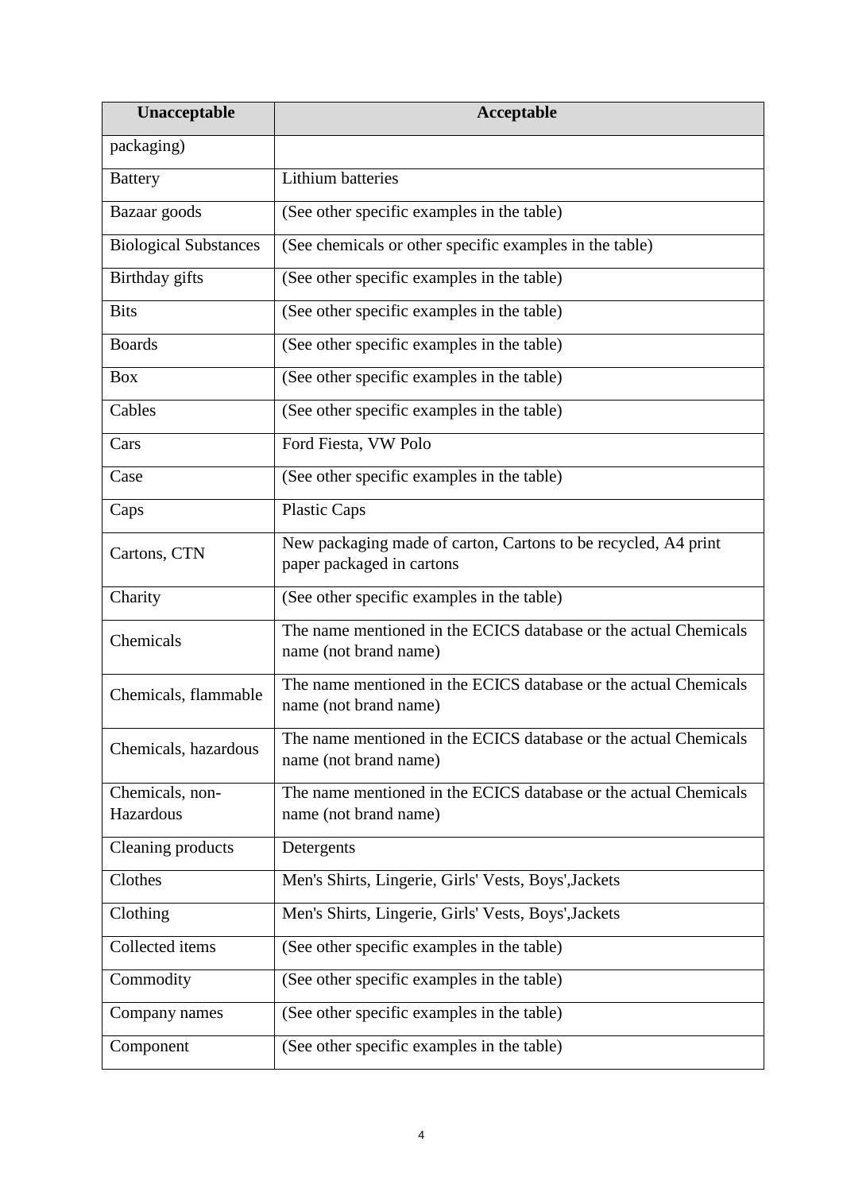| Unacceptable | Acceptable |
|---|---|
| packaging) | |
| Battery | Lithium batteries |
| Bazaar goods | (See other specific examples in the table) |
| Biological Substances | (See chemicals or other specific examples in the table) |
| Birthday gifts | (See other specific examples in the table) |
| Bits | (See other specific examples in the table) |
| Boards | (See other specific examples in the table) |
| Box | (See other specific examples in the table) |
| Cables | (See other specific examples in the table) |
| Cars | Ford Fiesta, VW Polo |
| Case | (See other specific examples in the table) |
| Caps | Plastic Caps |
| Cartons, CTN | New packaging made of carton, Cartons to be recycled, A4 print paper packaged in cartons |
| Charity | (See other specific examples in the table) |
| Chemicals | The name mentioned in the ECICS database or the actual Chemicals name (not brand name) |
| Chemicals, flammable | The name mentioned in the ECICS database or the actual Chemicals name (not brand name) |
| Chemicals, hazardous | The name mentioned in the ECICS database or the actual Chemicals name (not brand name) |
| Chemicals, non-Hazardous | The name mentioned in the ECICS database or the actual Chemicals name (not brand name) |
| Cleaning products | Detergents |
| Clothes | Men's Shirts, Lingerie, Girls' Vests, Boys',Jackets |
| Clothing | Men's Shirts, Lingerie, Girls' Vests, Boys',Jackets |
| Collected items | (See other specific examples in the table) |
| Commodity | (See other specific examples in the table) |
| Company names | (See other specific examples in the table) |
| Component | (See other specific examples in the table) |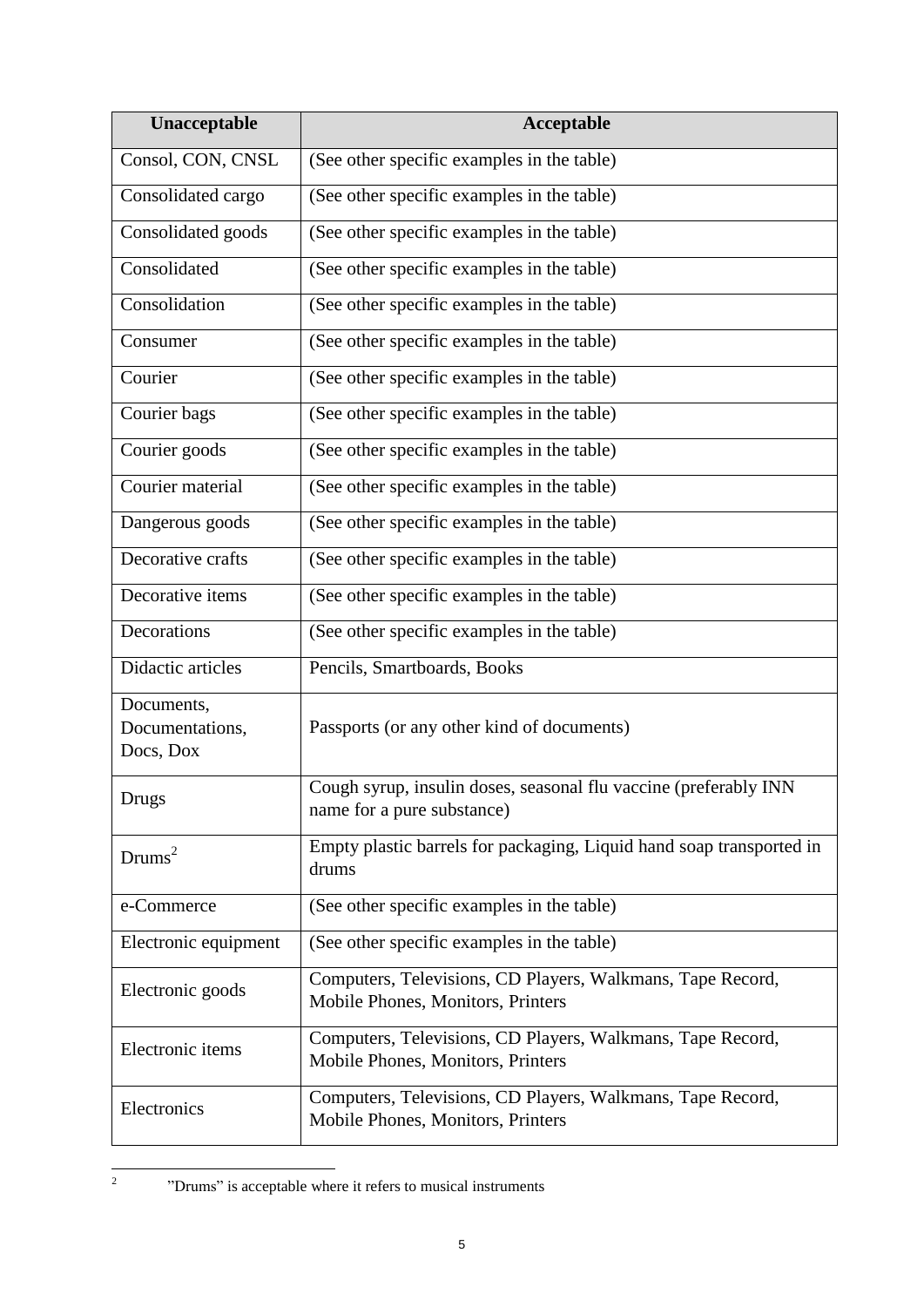| Unacceptable | Acceptable |
| --- | --- |
| Consol, CON, CNSL | (See other specific examples in the table) |
| Consolidated cargo | (See other specific examples in the table) |
| Consolidated goods | (See other specific examples in the table) |
| Consolidated | (See other specific examples in the table) |
| Consolidation | (See other specific examples in the table) |
| Consumer | (See other specific examples in the table) |
| Courier | (See other specific examples in the table) |
| Courier bags | (See other specific examples in the table) |
| Courier goods | (See other specific examples in the table) |
| Courier material | (See other specific examples in the table) |
| Dangerous goods | (See other specific examples in the table) |
| Decorative crafts | (See other specific examples in the table) |
| Decorative items | (See other specific examples in the table) |
| Decorations | (See other specific examples in the table) |
| Didactic articles | Pencils, Smartboards, Books |
| Documents, Documentations, Docs, Dox | Passports (or any other kind of documents) |
| Drugs | Cough syrup, insulin doses, seasonal flu vaccine (preferably INN name for a pure substance) |
| Drums[2] | Empty plastic barrels for packaging, Liquid hand soap transported in drums |
| e-Commerce | (See other specific examples in the table) |
| Electronic equipment | (See other specific examples in the table) |
| Electronic goods | Computers, Televisions, CD Players, Walkmans, Tape Record, Mobile Phones, Monitors, Printers |
| Electronic items | Computers, Televisions, CD Players, Walkmans, Tape Record, Mobile Phones, Monitors, Printers |
| Electronics | Computers, Televisions, CD Players, Walkmans, Tape Record, Mobile Phones, Monitors, Printers |

[2] "Drums" is acceptable where it refers to musical instruments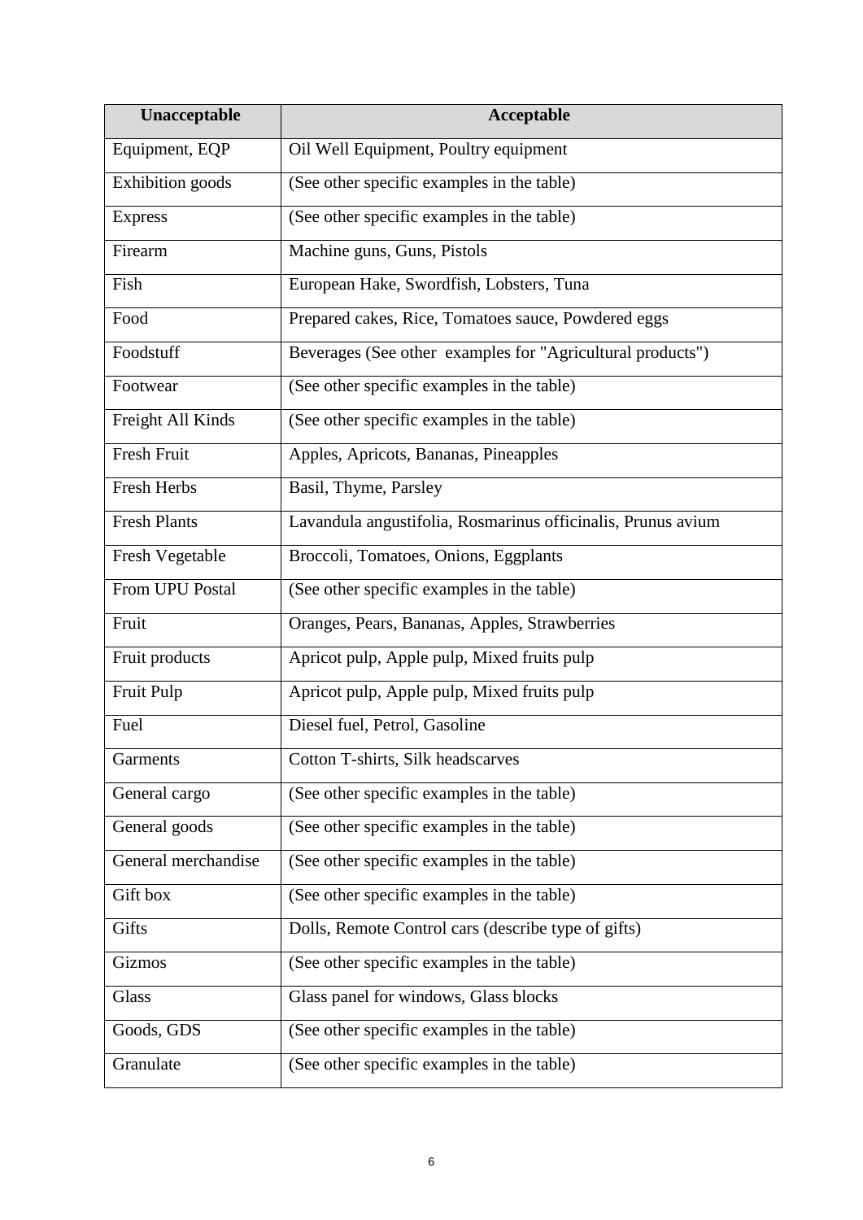| Unacceptable | Acceptable |
| --- | --- |
| Equipment, EQP | Oil Well Equipment, Poultry equipment |
| Exhibition goods | (See other specific examples in the table) |
| Express | (See other specific examples in the table) |
| Firearm | Machine guns, Guns, Pistols |
| Fish | European Hake, Swordfish, Lobsters, Tuna |
| Food | Prepared cakes, Rice, Tomatoes sauce, Powdered eggs |
| Foodstuff | Beverages (See other examples for "Agricultural products") |
| Footwear | (See other specific examples in the table) |
| Freight All Kinds | (See other specific examples in the table) |
| Fresh Fruit | Apples, Apricots, Bananas, Pineapples |
| Fresh Herbs | Basil, Thyme, Parsley |
| Fresh Plants | Lavandula angustifolia, Rosmarinus officinalis, Prunus avium |
| Fresh Vegetable | Broccoli, Tomatoes, Onions, Eggplants |
| From UPU Postal | (See other specific examples in the table) |
| Fruit | Oranges, Pears, Bananas, Apples, Strawberries |
| Fruit products | Apricot pulp, Apple pulp, Mixed fruits pulp |
| Fruit Pulp | Apricot pulp, Apple pulp, Mixed fruits pulp |
| Fuel | Diesel fuel, Petrol, Gasoline |
| Garments | Cotton T-shirts, Silk headscarves |
| General cargo | (See other specific examples in the table) |
| General goods | (See other specific examples in the table) |
| General merchandise | (See other specific examples in the table) |
| Gift box | (See other specific examples in the table) |
| Gifts | Dolls, Remote Control cars (describe type of gifts) |
| Gizmos | (See other specific examples in the table) |
| Glass | Glass panel for windows, Glass blocks |
| Goods, GDS | (See other specific examples in the table) |
| Granulate | (See other specific examples in the table) |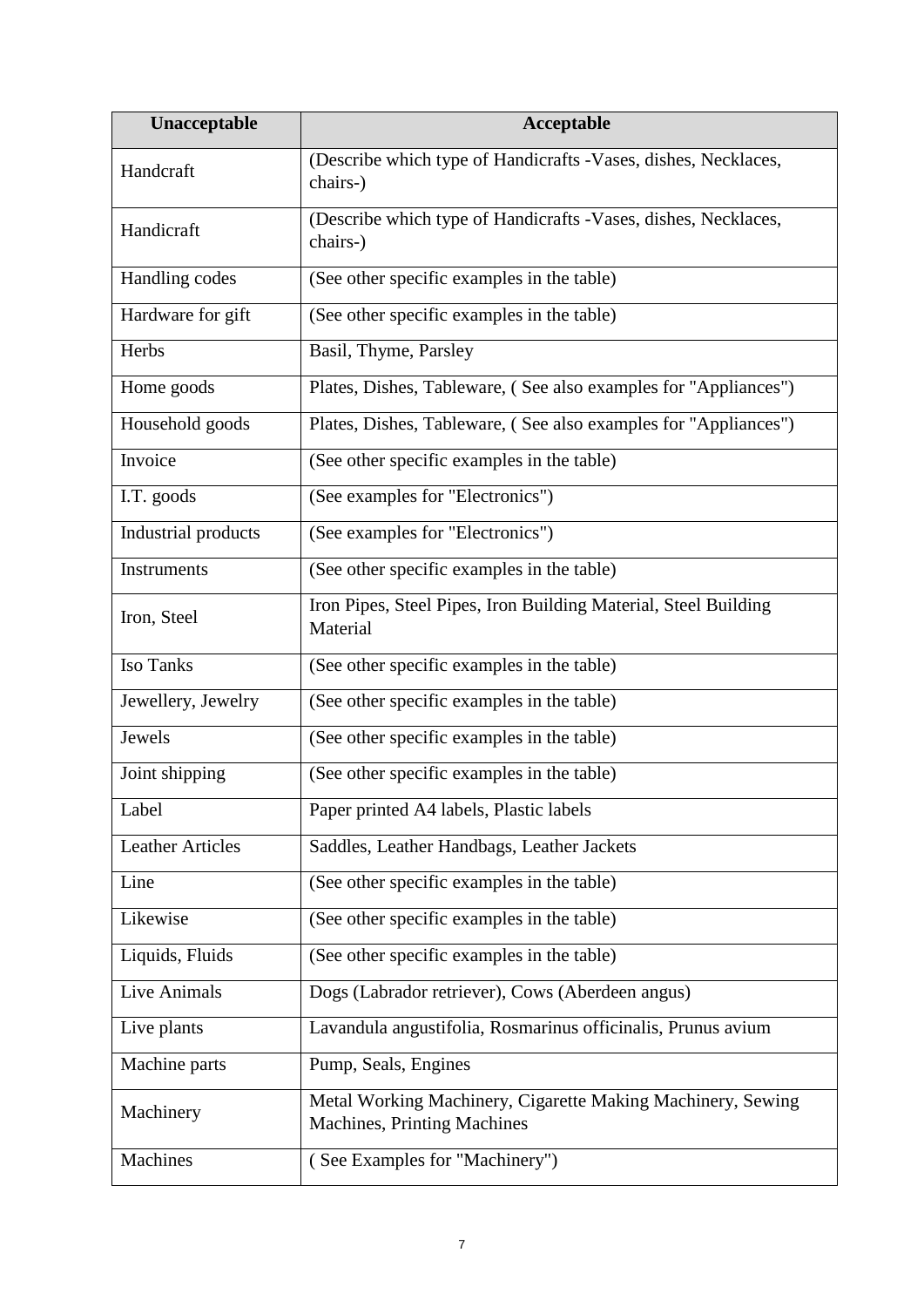| Unacceptable | Acceptable |
|---|---|
| Handcraft | (Describe which type of Handicrafts -Vases, dishes, Necklaces, chairs-) |
| Handicraft | (Describe which type of Handicrafts -Vases, dishes, Necklaces, chairs-) |
| Handling codes | (See other specific examples in the table) |
| Hardware for gift | (See other specific examples in the table) |
| Herbs | Basil, Thyme, Parsley |
| Home goods | Plates, Dishes, Tableware, ( See also examples for "Appliances") |
| Household goods | Plates, Dishes, Tableware, ( See also examples for "Appliances") |
| Invoice | (See other specific examples in the table) |
| I.T. goods | (See examples for "Electronics") |
| Industrial products | (See examples for "Electronics") |
| Instruments | (See other specific examples in the table) |
| Iron, Steel | Iron Pipes, Steel Pipes, Iron Building Material, Steel Building Material |
| Iso Tanks | (See other specific examples in the table) |
| Jewellery, Jewelry | (See other specific examples in the table) |
| Jewels | (See other specific examples in the table) |
| Joint shipping | (See other specific examples in the table) |
| Label | Paper printed A4 labels, Plastic labels |
| Leather Articles | Saddles, Leather Handbags, Leather Jackets |
| Line | (See other specific examples in the table) |
| Likewise | (See other specific examples in the table) |
| Liquids, Fluids | (See other specific examples in the table) |
| Live Animals | Dogs (Labrador retriever), Cows (Aberdeen angus) |
| Live plants | Lavandula angustifolia, Rosmarinus officinalis, Prunus avium |
| Machine parts | Pump, Seals, Engines |
| Machinery | Metal Working Machinery, Cigarette Making Machinery, Sewing Machines, Printing Machines |
| Machines | ( See Examples for "Machinery") |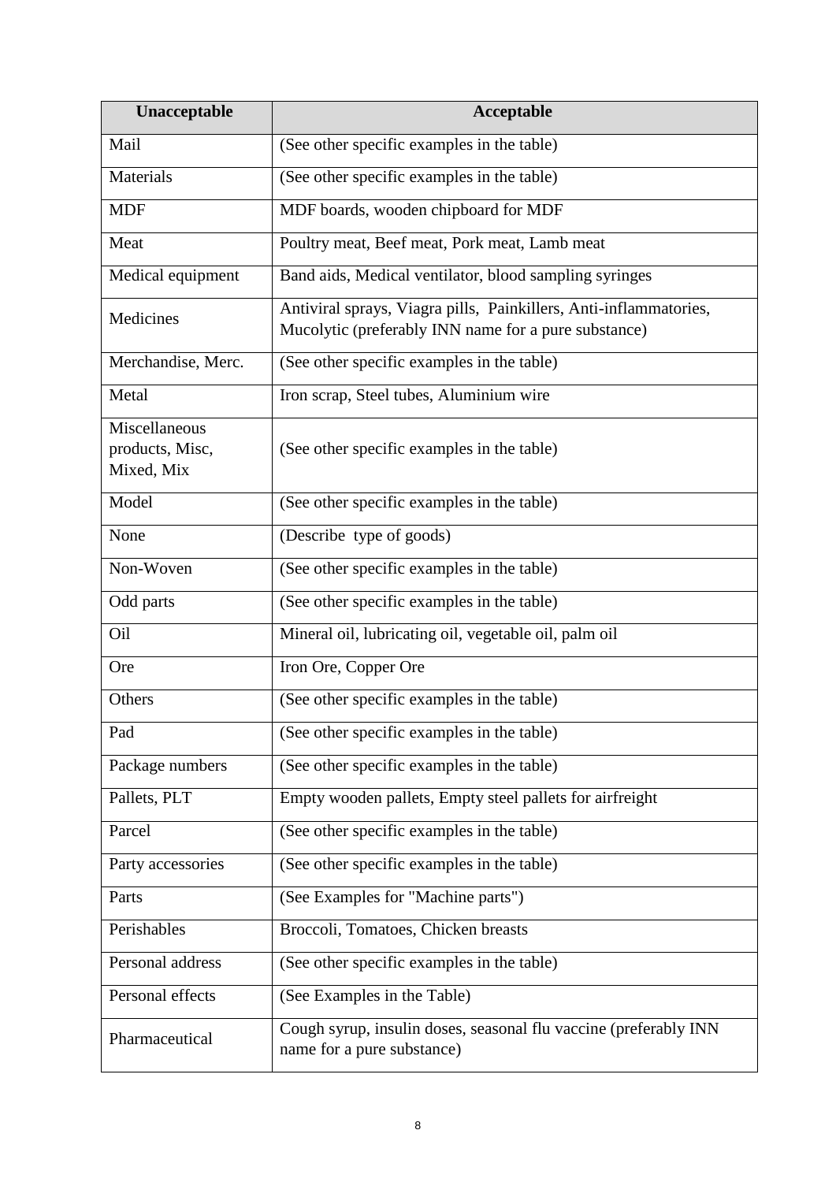| Unacceptable | Acceptable |
|---|---|
| Mail | (See other specific examples in the table) |
| Materials | (See other specific examples in the table) |
| MDF | MDF boards, wooden chipboard for MDF |
| Meat | Poultry meat, Beef meat, Pork meat, Lamb meat |
| Medical equipment | Band aids, Medical ventilator, blood sampling syringes |
| Medicines | Antiviral sprays, Viagra pills, Painkillers, Anti-inflammatories, Mucolytic (preferably INN name for a pure substance) |
| Merchandise, Merc. | (See other specific examples in the table) |
| Metal | Iron scrap, Steel tubes, Aluminium wire |
| Miscellaneous products, Misc, Mixed, Mix | (See other specific examples in the table) |
| Model | (See other specific examples in the table) |
| None | (Describe type of goods) |
| Non-Woven | (See other specific examples in the table) |
| Odd parts | (See other specific examples in the table) |
| Oil | Mineral oil, lubricating oil, vegetable oil, palm oil |
| Ore | Iron Ore, Copper Ore |
| Others | (See other specific examples in the table) |
| Pad | (See other specific examples in the table) |
| Package numbers | (See other specific examples in the table) |
| Pallets, PLT | Empty wooden pallets, Empty steel pallets for airfreight |
| Parcel | (See other specific examples in the table) |
| Party accessories | (See other specific examples in the table) |
| Parts | (See Examples for "Machine parts") |
| Perishables | Broccoli, Tomatoes, Chicken breasts |
| Personal address | (See other specific examples in the table) |
| Personal effects | (See Examples in the Table) |
| Pharmaceutical | Cough syrup, insulin doses, seasonal flu vaccine (preferably INN name for a pure substance) |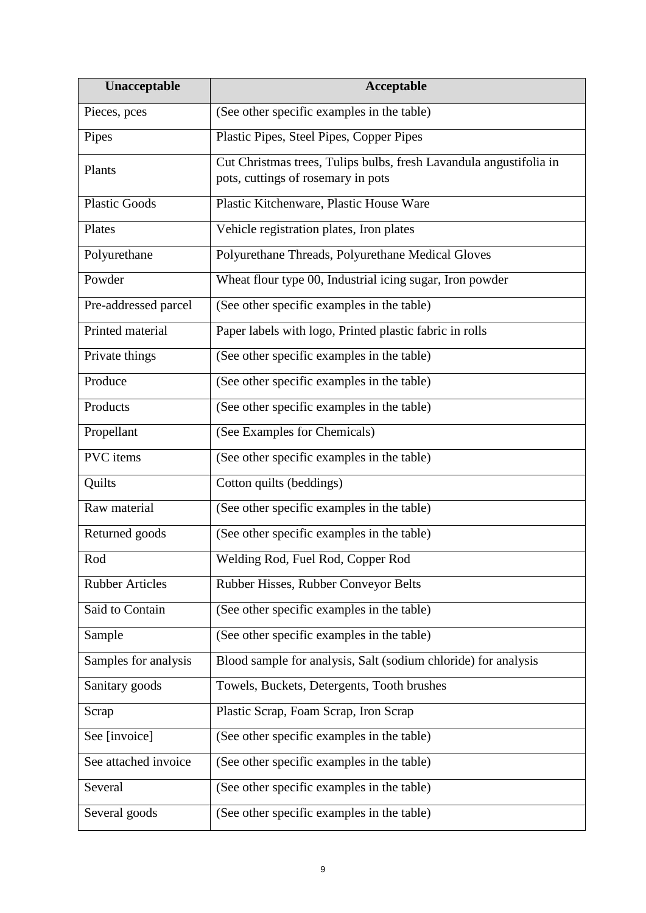| Unacceptable | Acceptable |
| --- | --- |
| Pieces, pces | (See other specific examples in the table) |
| Pipes | Plastic Pipes, Steel Pipes, Copper Pipes |
| Plants | Cut Christmas trees, Tulips bulbs, fresh Lavandula angustifolia in pots, cuttings of rosemary in pots |
| Plastic Goods | Plastic Kitchenware, Plastic House Ware |
| Plates | Vehicle registration plates, Iron plates |
| Polyurethane | Polyurethane Threads, Polyurethane Medical Gloves |
| Powder | Wheat flour type 00, Industrial icing sugar, Iron powder |
| Pre-addressed parcel | (See other specific examples in the table) |
| Printed material | Paper labels with logo, Printed plastic fabric in rolls |
| Private things | (See other specific examples in the table) |
| Produce | (See other specific examples in the table) |
| Products | (See other specific examples in the table) |
| Propellant | (See Examples for Chemicals) |
| PVC items | (See other specific examples in the table) |
| Quilts | Cotton quilts (beddings) |
| Raw material | (See other specific examples in the table) |
| Returned goods | (See other specific examples in the table) |
| Rod | Welding Rod, Fuel Rod, Copper Rod |
| Rubber Articles | Rubber Hisses, Rubber Conveyor Belts |
| Said to Contain | (See other specific examples in the table) |
| Sample | (See other specific examples in the table) |
| Samples for analysis | Blood sample for analysis, Salt (sodium chloride) for analysis |
| Sanitary goods | Towels, Buckets, Detergents, Tooth brushes |
| Scrap | Plastic Scrap, Foam Scrap, Iron Scrap |
| See [invoice] | (See other specific examples in the table) |
| See attached invoice | (See other specific examples in the table) |
| Several | (See other specific examples in the table) |
| Several goods | (See other specific examples in the table) |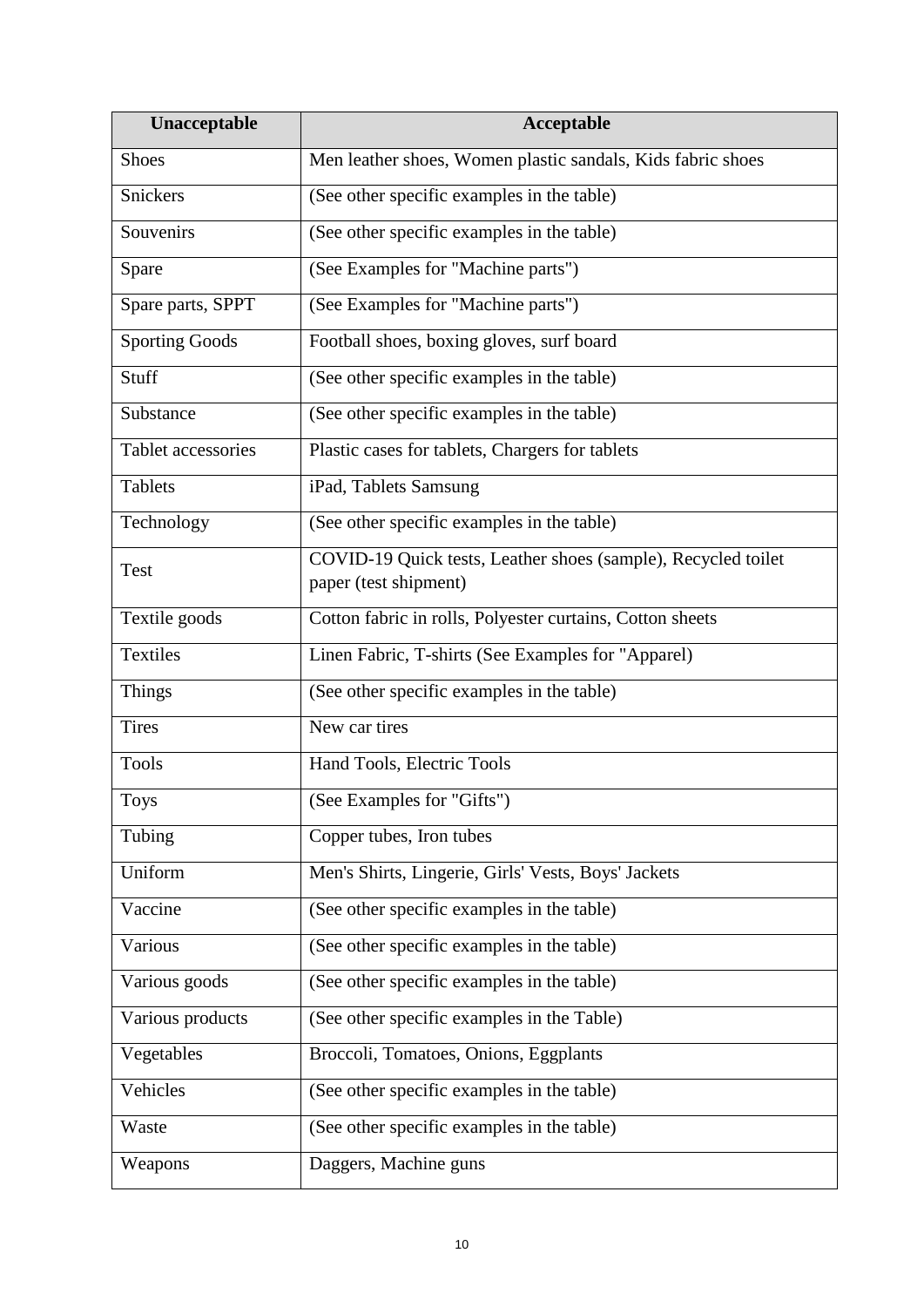| Unacceptable | Acceptable |
| --- | --- |
| Shoes | Men leather shoes, Women plastic sandals, Kids fabric shoes |
| Snickers | (See other specific examples in the table) |
| Souvenirs | (See other specific examples in the table) |
| Spare | (See Examples for "Machine parts") |
| Spare parts, SPPT | (See Examples for "Machine parts") |
| Sporting Goods | Football shoes, boxing gloves, surf board |
| Stuff | (See other specific examples in the table) |
| Substance | (See other specific examples in the table) |
| Tablet accessories | Plastic cases for tablets, Chargers for tablets |
| Tablets | iPad, Tablets Samsung |
| Technology | (See other specific examples in the table) |
| Test | COVID-19 Quick tests, Leather shoes (sample), Recycled toilet paper (test shipment) |
| Textile goods | Cotton fabric in rolls, Polyester curtains, Cotton sheets |
| Textiles | Linen Fabric, T-shirts (See Examples for "Apparel) |
| Things | (See other specific examples in the table) |
| Tires | New car tires |
| Tools | Hand Tools, Electric Tools |
| Toys | (See Examples for "Gifts") |
| Tubing | Copper tubes, Iron tubes |
| Uniform | Men's Shirts, Lingerie, Girls' Vests, Boys' Jackets |
| Vaccine | (See other specific examples in the table) |
| Various | (See other specific examples in the table) |
| Various goods | (See other specific examples in the table) |
| Various products | (See other specific examples in the Table) |
| Vegetables | Broccoli, Tomatoes, Onions, Eggplants |
| Vehicles | (See other specific examples in the table) |
| Waste | (See other specific examples in the table) |
| Weapons | Daggers, Machine guns |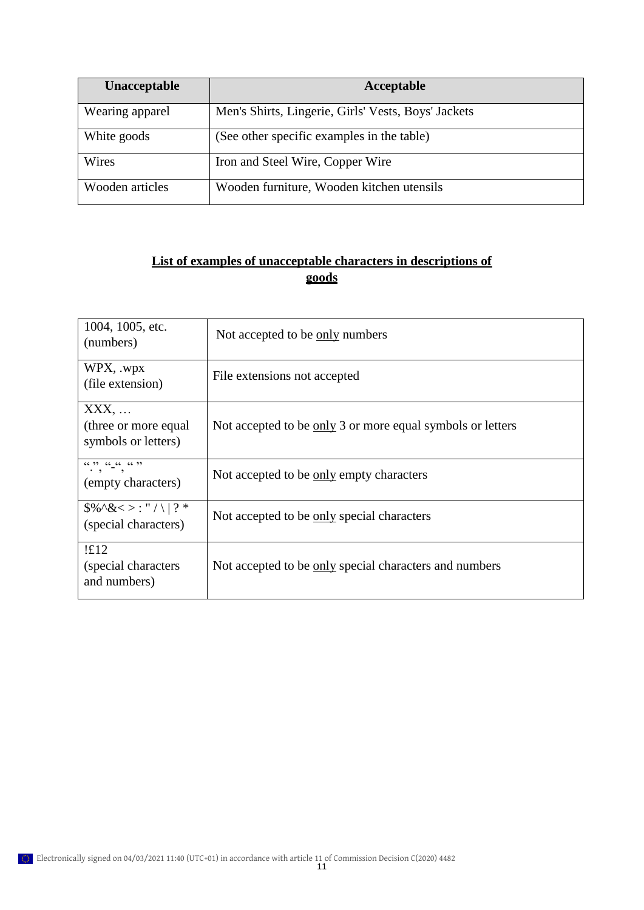| Unacceptable | Acceptable |
| --- | --- |
| Wearing apparel | Men's Shirts, Lingerie, Girls' Vests, Boys' Jackets |
| White goods | (See other specific examples in the table) |
| Wires | Iron and Steel Wire, Copper Wire |
| Wooden articles | Wooden furniture, Wooden kitchen utensils |

**<u>List of examples of unacceptable characters in descriptions of goods</u>**

| | |
| --- | --- |
| 1004, 1005, etc. (numbers) | Not accepted to be <u>only</u> numbers |
| WPX, .wpx (file extension) | File extensions not accepted |
| XXX, … (three or more equal symbols or letters) | Not accepted to be <u>only</u> 3 or more equal symbols or letters |
| “.”, “-“, “ ” (empty characters) | Not accepted to be <u>only</u> empty characters |
| $%^&< > : " / \ \| ? * (special characters) | Not accepted to be <u>only</u> special characters |
| !£12 (special characters and numbers) | Not accepted to be <u>only</u> special characters and numbers |

Electronically signed on 04/03/2021 11:40 (UTC+01) in accordance with article 11 of Commission Decision C(2020) 4482